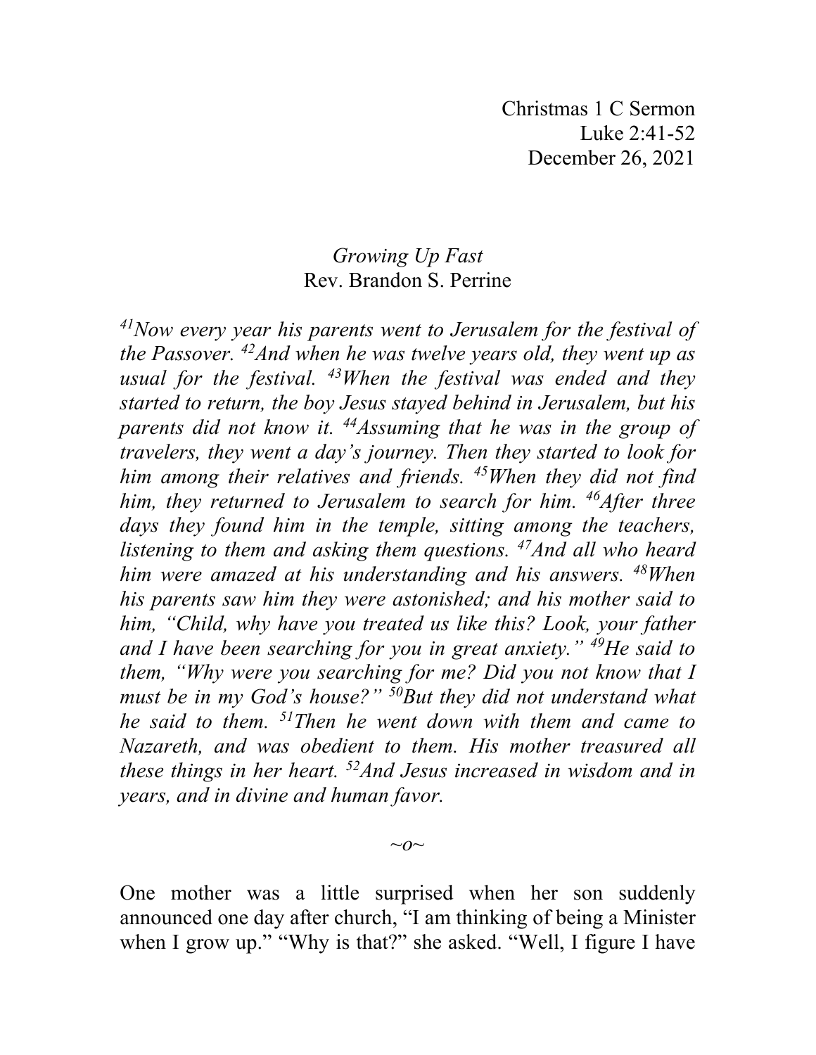Christmas 1 C Sermon
Luke 2:41-52
December 26, 2021

*Growing Up Fast*
Rev. Brandon S. Perrine

*[41]Now every year his parents went to Jerusalem for the festival of the Passover. [42]And when he was twelve years old, they went up as usual for the festival. [43]When the festival was ended and they started to return, the boy Jesus stayed behind in Jerusalem, but his parents did not know it. [44]Assuming that he was in the group of travelers, they went a day's journey. Then they started to look for him among their relatives and friends. [45]When they did not find him, they returned to Jerusalem to search for him. [46]After three days they found him in the temple, sitting among the teachers, listening to them and asking them questions. [47]And all who heard him were amazed at his understanding and his answers. [48]When his parents saw him they were astonished; and his mother said to him, "Child, why have you treated us like this? Look, your father and I have been searching for you in great anxiety." [49]He said to them, "Why were you searching for me? Did you not know that I must be in my God's house?" [50]But they did not understand what he said to them. [51]Then he went down with them and came to Nazareth, and was obedient to them. His mother treasured all these things in her heart. [52]And Jesus increased in wisdom and in years, and in divine and human favor.*

~o~

One mother was a little surprised when her son suddenly announced one day after church, "I am thinking of being a Minister when I grow up." "Why is that?" she asked. "Well, I figure I have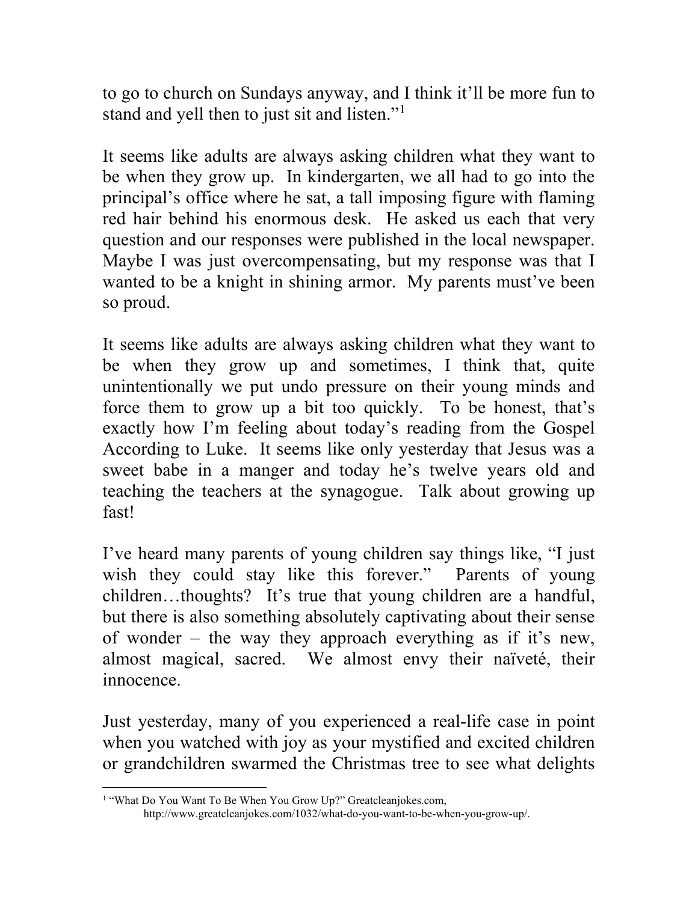to go to church on Sundays anyway, and I think it'll be more fun to stand and yell then to just sit and listen."[1]

It seems like adults are always asking children what they want to be when they grow up. In kindergarten, we all had to go into the principal's office where he sat, a tall imposing figure with flaming red hair behind his enormous desk. He asked us each that very question and our responses were published in the local newspaper. Maybe I was just overcompensating, but my response was that I wanted to be a knight in shining armor. My parents must've been so proud.

It seems like adults are always asking children what they want to be when they grow up and sometimes, I think that, quite unintentionally we put undo pressure on their young minds and force them to grow up a bit too quickly. To be honest, that's exactly how I'm feeling about today's reading from the Gospel According to Luke. It seems like only yesterday that Jesus was a sweet babe in a manger and today he's twelve years old and teaching the teachers at the synagogue. Talk about growing up fast!

I've heard many parents of young children say things like, "I just wish they could stay like this forever." Parents of young children…thoughts? It's true that young children are a handful, but there is also something absolutely captivating about their sense of wonder – the way they approach everything as if it's new, almost magical, sacred. We almost envy their naïveté, their innocence.

Just yesterday, many of you experienced a real-life case in point when you watched with joy as your mystified and excited children or grandchildren swarmed the Christmas tree to see what delights

---

[1] "What Do You Want To Be When You Grow Up?" Greatcleanjokes.com, http://www.greatcleanjokes.com/1032/what-do-you-want-to-be-when-you-grow-up/.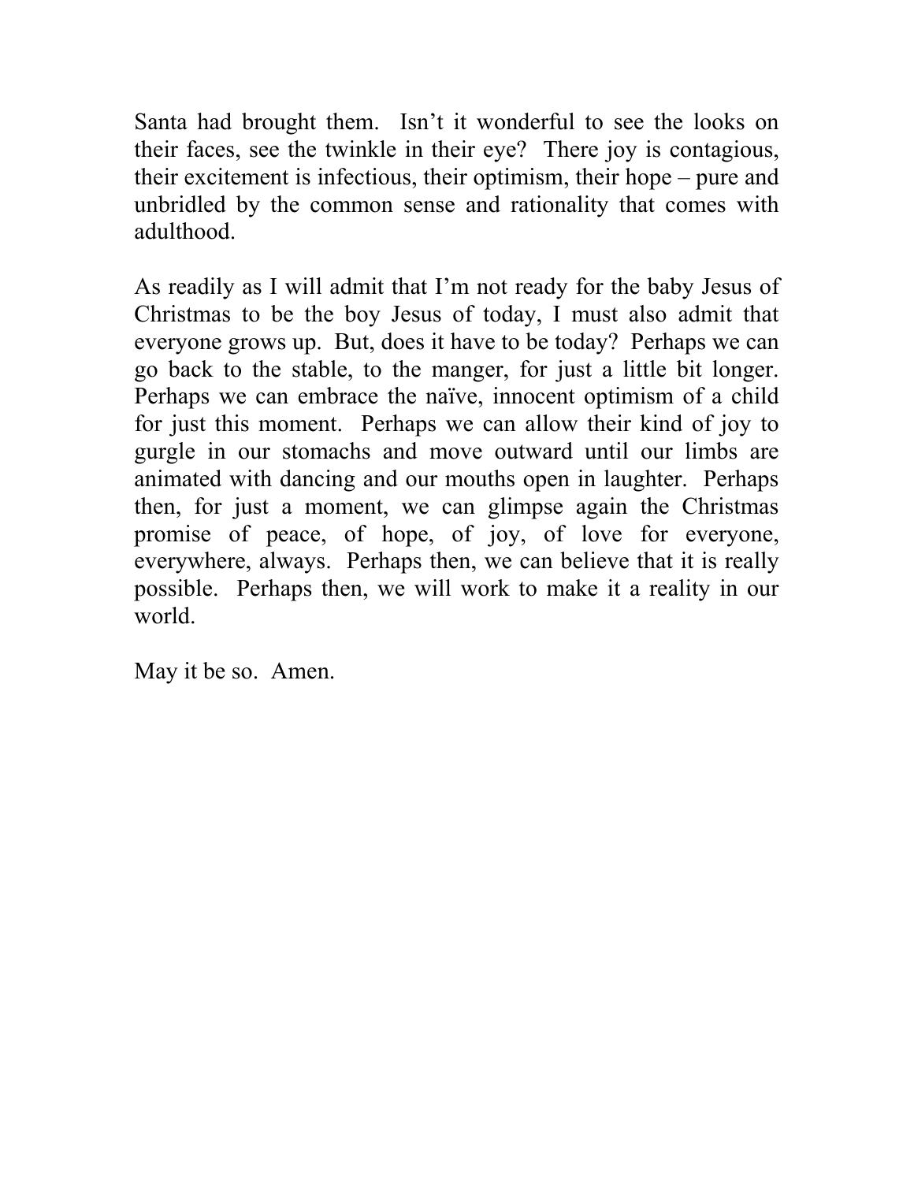Santa had brought them. Isn't it wonderful to see the looks on their faces, see the twinkle in their eye? There joy is contagious, their excitement is infectious, their optimism, their hope – pure and unbridled by the common sense and rationality that comes with adulthood.

As readily as I will admit that I'm not ready for the baby Jesus of Christmas to be the boy Jesus of today, I must also admit that everyone grows up. But, does it have to be today? Perhaps we can go back to the stable, to the manger, for just a little bit longer. Perhaps we can embrace the naïve, innocent optimism of a child for just this moment. Perhaps we can allow their kind of joy to gurgle in our stomachs and move outward until our limbs are animated with dancing and our mouths open in laughter. Perhaps then, for just a moment, we can glimpse again the Christmas promise of peace, of hope, of joy, of love for everyone, everywhere, always. Perhaps then, we can believe that it is really possible. Perhaps then, we will work to make it a reality in our world.

May it be so. Amen.